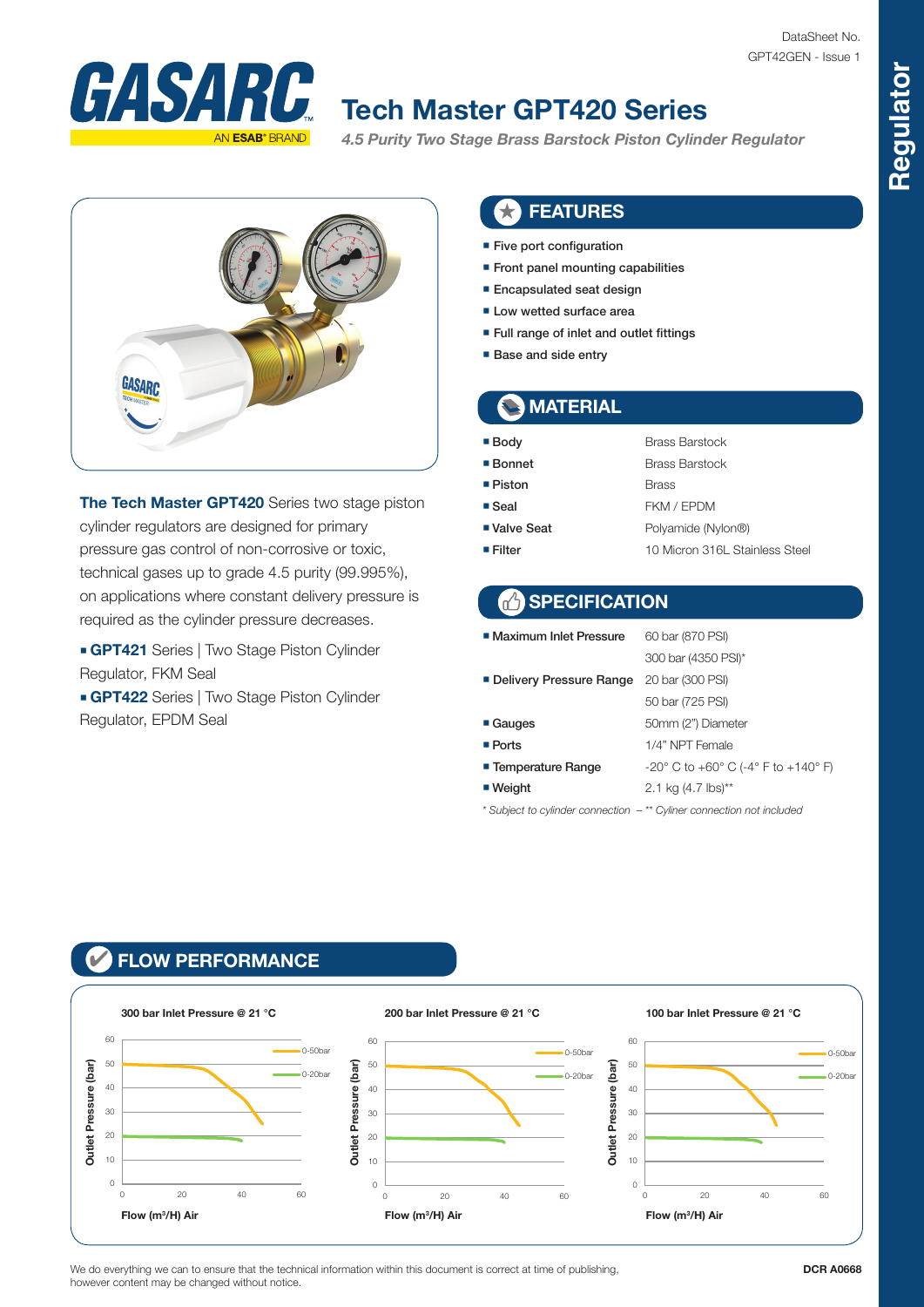DataSheet No.
GPT42GEN - Issue 1

# Tech Master GPT420 Series

*4.5 Purity Two Stage Brass Barstock Piston Cylinder Regulator*

**The Tech Master GPT420** Series two stage piston cylinder regulators are designed for primary pressure gas control of non-corrosive or toxic, technical gases up to grade 4.5 purity (99.995%), on applications where constant delivery pressure is required as the cylinder pressure decreases.

- **GPT421** Series | Two Stage Piston Cylinder Regulator, FKM Seal
- **GPT422** Series | Two Stage Piston Cylinder Regulator, EPDM Seal

## FEATURES

- Five port configuration
- Front panel mounting capabilities
- Encapsulated seat design
- Low wetted surface area
- Full range of inlet and outlet fittings
- Base and side entry

## MATERIAL

| | |
|---|---|
| **Body** | Brass Barstock |
| **Bonnet** | Brass Barstock |
| **Piston** | Brass |
| **Seal** | FKM / EPDM |
| **Valve Seat** | Polyamide (Nylon®) |
| **Filter** | 10 Micron 316L Stainless Steel |

## SPECIFICATION

| | |
|---|---|
| **Maximum Inlet Pressure** | 60 bar (870 PSI) |
| | 300 bar (4350 PSI)* |
| **Delivery Pressure Range** | 20 bar (300 PSI) |
| | 50 bar (725 PSI) |
| **Gauges** | 50mm (2") Diameter |
| **Ports** | 1/4" NPT Female |
| **Temperature Range** | -20° C to +60° C (-4° F to +140° F) |
| **Weight** | 2.1 kg (4.7 lbs)** |

*\* Subject to cylinder connection – \*\* Cyliner connection not included*

## FLOW PERFORMANCE

**300 bar Inlet Pressure @ 21 °C** — Outlet Pressure (bar) vs Flow (m³/H) Air; curves: 0-50bar, 0-20bar

**200 bar Inlet Pressure @ 21 °C** — Outlet Pressure (bar) vs Flow (m³/H) Air; curves: 0-50bar, 0-20bar

**100 bar Inlet Pressure @ 21 °C** — Outlet Pressure (bar) vs Flow (m³/H) Air; curves: 0-50bar, 0-20bar

We do everything we can to ensure that the technical information within this document is correct at time of publishing, however content may be changed without notice.

**DCR A0668**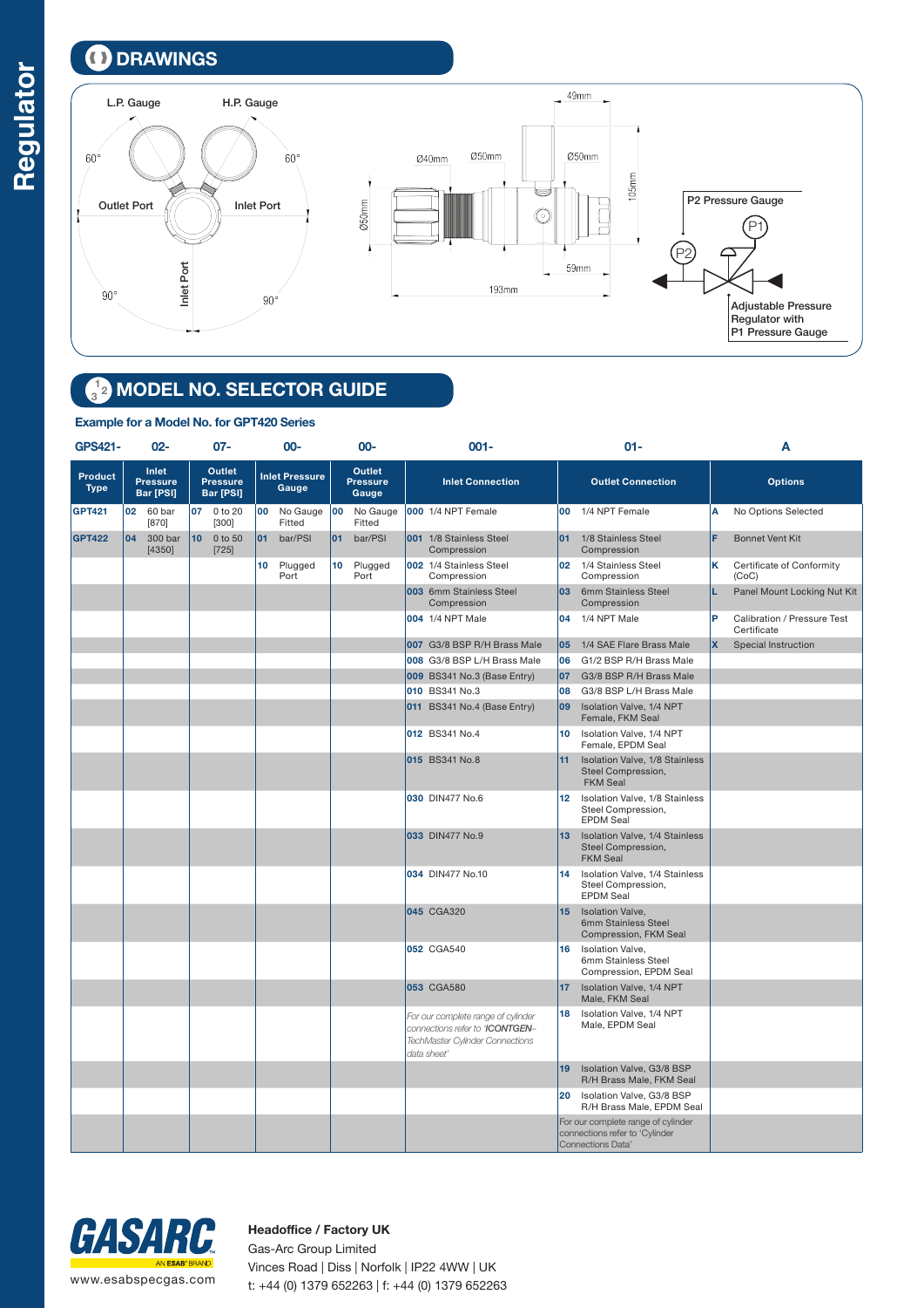## DRAWINGS

L.P. Gauge
H.P. Gauge
60°
60°
Outlet Port
Inlet Port
Inlet Port
90°
90°

49mm
Ø40mm
Ø50mm
Ø50mm
105mm
Ø50mm
59mm
193mm

P2 Pressure Gauge
P1
P2
Adjustable Pressure Regulator with P1 Pressure Gauge

## MODEL NO. SELECTOR GUIDE

**Example for a Model No. for GPT420 Series**

| GPS421- | 02- | 07- | 00- | 00- | 001- | 01- | A |
|---|---|---|---|---|---|---|---|
| **Product Type** | **Inlet Pressure Bar [PSI]** | **Outlet Pressure Bar [PSI]** | **Inlet Pressure Gauge** | **Outlet Pressure Gauge** | **Inlet Connection** | **Outlet Connection** | **Options** |
| GPT421 | 02 60 bar [870] | 07 0 to 20 [300] | 00 No Gauge Fitted | 00 No Gauge Fitted | 000 1/4 NPT Female | 00 1/4 NPT Female | A No Options Selected |
| GPT422 | 04 300 bar [4350] | 10 0 to 50 [725] | 01 bar/PSI | 01 bar/PSI | 001 1/8 Stainless Steel Compression | 01 1/8 Stainless Steel Compression | F Bonnet Vent Kit |
| | | | 10 Plugged Port | 10 Plugged Port | 002 1/4 Stainless Steel Compression | 02 1/4 Stainless Steel Compression | K Certificate of Conformity (CoC) |
| | | | | | 003 6mm Stainless Steel Compression | 03 6mm Stainless Steel Compression | L Panel Mount Locking Nut Kit |
| | | | | | 004 1/4 NPT Male | 04 1/4 NPT Male | P Calibration / Pressure Test Certificate |
| | | | | | 007 G3/8 BSP R/H Brass Male | 05 1/4 SAE Flare Brass Male | X Special Instruction |
| | | | | | 008 G3/8 BSP L/H Brass Male | 06 G1/2 BSP R/H Brass Male | |
| | | | | | 009 BS341 No.3 (Base Entry) | 07 G3/8 BSP R/H Brass Male | |
| | | | | | 010 BS341 No.3 | 08 G3/8 BSP L/H Brass Male | |
| | | | | | 011 BS341 No.4 (Base Entry) | 09 Isolation Valve, 1/4 NPT Female, FKM Seal | |
| | | | | | 012 BS341 No.4 | 10 Isolation Valve, 1/4 NPT Female, EPDM Seal | |
| | | | | | 015 BS341 No.8 | 11 Isolation Valve, 1/8 Stainless Steel Compression, FKM Seal | |
| | | | | | 030 DIN477 No.6 | 12 Isolation Valve, 1/8 Stainless Steel Compression, EPDM Seal | |
| | | | | | 033 DIN477 No.9 | 13 Isolation Valve, 1/4 Stainless Steel Compression, FKM Seal | |
| | | | | | 034 DIN477 No.10 | 14 Isolation Valve, 1/4 Stainless Steel Compression, EPDM Seal | |
| | | | | | 045 CGA320 | 15 Isolation Valve, 6mm Stainless Steel Compression, FKM Seal | |
| | | | | | 052 CGA540 | 16 Isolation Valve, 6mm Stainless Steel Compression, EPDM Seal | |
| | | | | | 053 CGA580 | 17 Isolation Valve, 1/4 NPT Male, FKM Seal | |
| | | | | | *For our complete range of cylinder connections refer to '**ICONTGEN**–TechMaster Cylinder Connections data sheet'* | 18 Isolation Valve, 1/4 NPT Male, EPDM Seal | |
| | | | | | | 19 Isolation Valve, G3/8 BSP R/H Brass Male, FKM Seal | |
| | | | | | | 20 Isolation Valve, G3/8 BSP R/H Brass Male, EPDM Seal | |
| | | | | | | For our complete range of cylinder connections refer to 'Cylinder Connections Data' | |

GASARC AN ESAB BRAND
www.esabspecgas.com

**Headoffice / Factory UK**
Gas-Arc Group Limited
Vinces Road | Diss | Norfolk | IP22 4WW | UK
t: +44 (0) 1379 652263 | f: +44 (0) 1379 652263